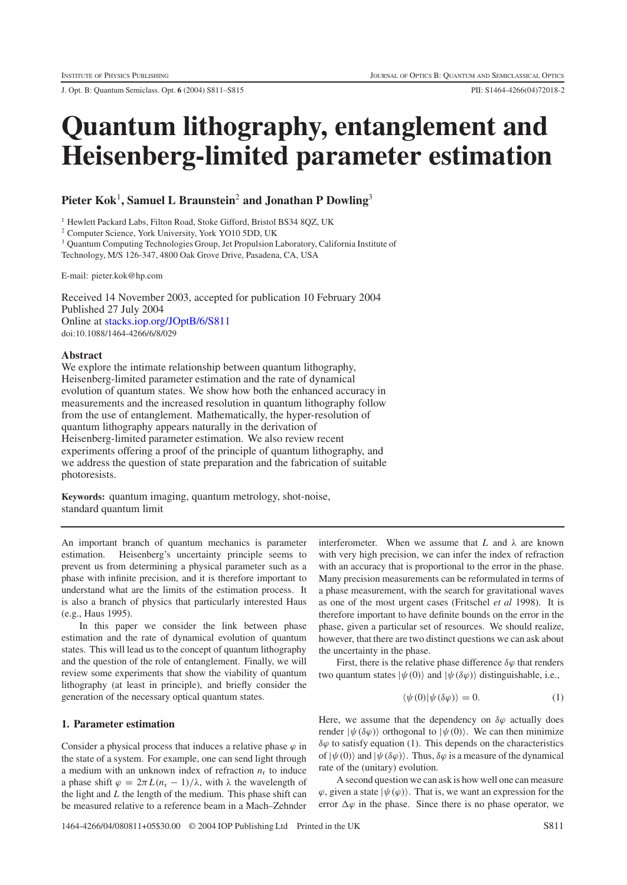# Quantum lithography, entanglement and Heisenberg-limited parameter estimation

**Pieter Kok**[1], **Samuel L Braunstein**[2] **and Jonathan P Dowling**[3]

[1] Hewlett Packard Labs, Filton Road, Stoke Gifford, Bristol BS34 8QZ, UK

[2] Computer Science, York University, York YO10 5DD, UK

[3] Quantum Computing Technologies Group, Jet Propulsion Laboratory, California Institute of Technology, M/S 126-347, 4800 Oak Grove Drive, Pasadena, CA, USA

E-mail: pieter.kok@hp.com

Received 14 November 2003, accepted for publication 10 February 2004
Published 27 July 2004
Online at stacks.iop.org/JOptB/6/S811
doi:10.1088/1464-4266/6/8/029

## Abstract

We explore the intimate relationship between quantum lithography, Heisenberg-limited parameter estimation and the rate of dynamical evolution of quantum states. We show how both the enhanced accuracy in measurements and the increased resolution in quantum lithography follow from the use of entanglement. Mathematically, the hyper-resolution of quantum lithography appears naturally in the derivation of Heisenberg-limited parameter estimation. We also review recent experiments offering a proof of the principle of quantum lithography, and we address the question of state preparation and the fabrication of suitable photoresists.

**Keywords:** quantum imaging, quantum metrology, shot-noise, standard quantum limit

An important branch of quantum mechanics is parameter estimation. Heisenberg's uncertainty principle seems to prevent us from determining a physical parameter such as a phase with infinite precision, and it is therefore important to understand what are the limits of the estimation process. It is also a branch of physics that particularly interested Haus (e.g., Haus 1995).

In this paper we consider the link between phase estimation and the rate of dynamical evolution of quantum states. This will lead us to the concept of quantum lithography and the question of the role of entanglement. Finally, we will review some experiments that show the viability of quantum lithography (at least in principle), and briefly consider the generation of the necessary optical quantum states.

## 1. Parameter estimation

Consider a physical process that induces a relative phase $\varphi$ in the state of a system. For example, one can send light through a medium with an unknown index of refraction $n_r$ to induce a phase shift $\varphi = 2\pi L(n_r - 1)/\lambda$, with $\lambda$ the wavelength of the light and $L$ the length of the medium. This phase shift can be measured relative to a reference beam in a Mach–Zehnder interferometer. When we assume that $L$ and $\lambda$ are known with very high precision, we can infer the index of refraction with an accuracy that is proportional to the error in the phase. Many precision measurements can be reformulated in terms of a phase measurement, with the search for gravitational waves as one of the most urgent cases (Fritschel *et al* 1998). It is therefore important to have definite bounds on the error in the phase, given a particular set of resources. We should realize, however, that there are two distinct questions we can ask about the uncertainty in the phase.

First, there is the relative phase difference $\delta\varphi$ that renders two quantum states $|\psi(0)\rangle$ and $|\psi(\delta\varphi)\rangle$ distinguishable, i.e.,

$$\langle\psi(0)|\psi(\delta\varphi)\rangle = 0. \tag{1}$$

Here, we assume that the dependency on $\delta\varphi$ actually does render $|\psi(\delta\varphi)\rangle$ orthogonal to $|\psi(0)\rangle$. We can then minimize $\delta\varphi$ to satisfy equation (1). This depends on the characteristics of $|\psi(0)\rangle$ and $|\psi(\delta\varphi)\rangle$. Thus, $\delta\varphi$ is a measure of the dynamical rate of the (unitary) evolution.

A second question we can ask is how well one can measure $\varphi$, given a state $|\psi(\varphi)\rangle$. That is, we want an expression for the error $\Delta\varphi$ in the phase. Since there is no phase operator, we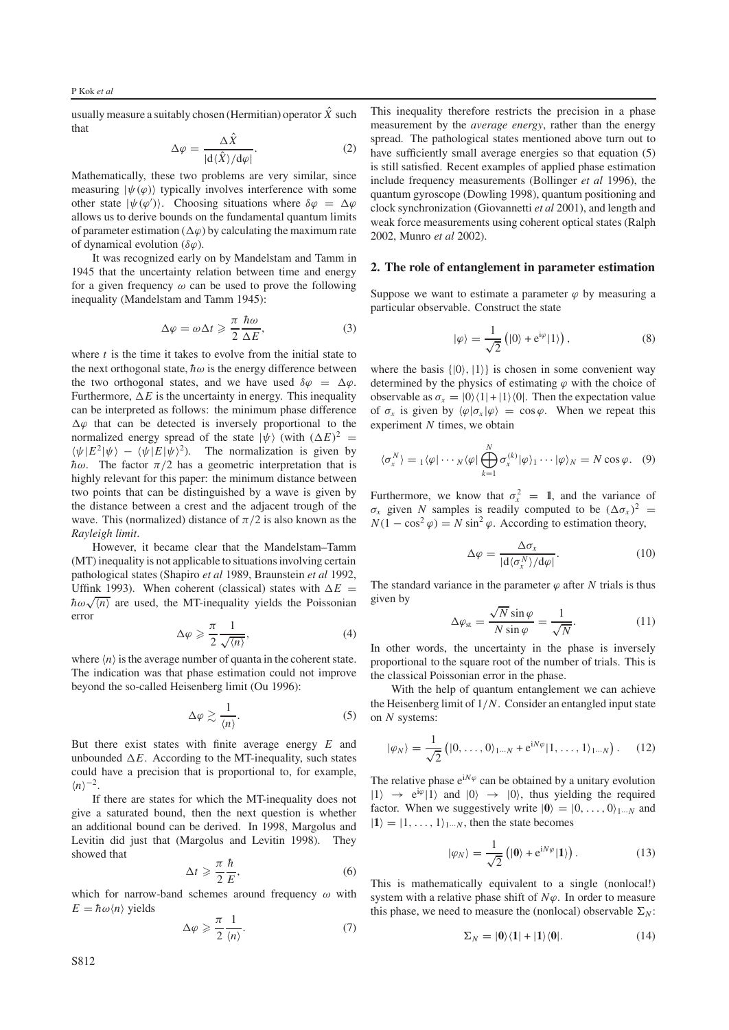usually measure a suitably chosen (Hermitian) operator $\hat{X}$ such that

$$\Delta\varphi = \frac{\Delta\hat{X}}{|\mathrm{d}\langle\hat{X}\rangle/\mathrm{d}\varphi|}. \tag{2}$$

Mathematically, these two problems are very similar, since measuring $|\psi(\varphi)\rangle$ typically involves interference with some other state $|\psi(\varphi')\rangle$. Choosing situations where $\delta\varphi = \Delta\varphi$ allows us to derive bounds on the fundamental quantum limits of parameter estimation ($\Delta\varphi$) by calculating the maximum rate of dynamical evolution ($\delta\varphi$).

It was recognized early on by Mandelstam and Tamm in 1945 that the uncertainty relation between time and energy for a given frequency $\omega$ can be used to prove the following inequality (Mandelstam and Tamm 1945):

$$\Delta\varphi = \omega\Delta t \geqslant \frac{\pi}{2}\frac{\hbar\omega}{\Delta E}, \tag{3}$$

where $t$ is the time it takes to evolve from the initial state to the next orthogonal state, $\hbar\omega$ is the energy difference between the two orthogonal states, and we have used $\delta\varphi = \Delta\varphi$. Furthermore, $\Delta E$ is the uncertainty in energy. This inequality can be interpreted as follows: the minimum phase difference $\Delta\varphi$ that can be detected is inversely proportional to the normalized energy spread of the state $|\psi\rangle$ (with $(\Delta E)^2 = \langle\psi|E^2|\psi\rangle - \langle\psi|E|\psi\rangle^2$). The normalization is given by $\hbar\omega$. The factor $\pi/2$ has a geometric interpretation that is highly relevant for this paper: the minimum distance between two points that can be distinguished by a wave is given by the distance between a crest and the adjacent trough of the wave. This (normalized) distance of $\pi/2$ is also known as the *Rayleigh limit*.

However, it became clear that the Mandelstam–Tamm (MT) inequality is not applicable to situations involving certain pathological states (Shapiro *et al* 1989, Braunstein *et al* 1992, Uffink 1993). When coherent (classical) states with $\Delta E = \hbar\omega\sqrt{\langle n\rangle}$ are used, the MT-inequality yields the Poissonian error

$$\Delta\varphi \geqslant \frac{\pi}{2}\frac{1}{\sqrt{\langle n\rangle}}, \tag{4}$$

where $\langle n\rangle$ is the average number of quanta in the coherent state. The indication was that phase estimation could not improve beyond the so-called Heisenberg limit (Ou 1996):

$$\Delta\varphi \gtrsim \frac{1}{\langle n\rangle}. \tag{5}$$

But there exist states with finite average energy $E$ and unbounded $\Delta E$. According to the MT-inequality, such states could have a precision that is proportional to, for example, $\langle n\rangle^{-2}$.

If there are states for which the MT-inequality does not give a saturated bound, then the next question is whether an additional bound can be derived. In 1998, Margolus and Levitin did just that (Margolus and Levitin 1998). They showed that

$$\Delta t \geqslant \frac{\pi}{2}\frac{\hbar}{E}, \tag{6}$$

which for narrow-band schemes around frequency $\omega$ with $E = \hbar\omega\langle n\rangle$ yields

$$\Delta\varphi \geqslant \frac{\pi}{2}\frac{1}{\langle n\rangle}. \tag{7}$$

This inequality therefore restricts the precision in a phase measurement by the *average energy*, rather than the energy spread. The pathological states mentioned above turn out to have sufficiently small average energies so that equation (5) is still satisfied. Recent examples of applied phase estimation include frequency measurements (Bollinger *et al* 1996), the quantum gyroscope (Dowling 1998), quantum positioning and clock synchronization (Giovannetti *et al* 2001), and length and weak force measurements using coherent optical states (Ralph 2002, Munro *et al* 2002).

## 2. The role of entanglement in parameter estimation

Suppose we want to estimate a parameter $\varphi$ by measuring a particular observable. Construct the state

$$|\varphi\rangle = \frac{1}{\sqrt{2}}\left(|0\rangle + \mathrm{e}^{\mathrm{i}\varphi}|1\rangle\right), \tag{8}$$

where the basis $\{|0\rangle, |1\rangle\}$ is chosen in some convenient way determined by the physics of estimating $\varphi$ with the choice of observable as $\sigma_x = |0\rangle\langle 1| + |1\rangle\langle 0|$. Then the expectation value of $\sigma_x$ is given by $\langle\varphi|\sigma_x|\varphi\rangle = \cos\varphi$. When we repeat this experiment $N$ times, we obtain

$$\langle\sigma_x^N\rangle = {}_1\langle\varphi|\cdots{}_N\langle\varphi|\bigoplus_{k=1}^{N}\sigma_x^{(k)}|\varphi\rangle_1\cdots|\varphi\rangle_N = N\cos\varphi. \tag{9}$$

Furthermore, we know that $\sigma_x^2 = \mathbb{1}$, and the variance of $\sigma_x$ given $N$ samples is readily computed to be $(\Delta\sigma_x)^2 = N(1-\cos^2\varphi) = N\sin^2\varphi$. According to estimation theory,

$$\Delta\varphi = \frac{\Delta\sigma_x}{|\mathrm{d}\langle\sigma_x^N\rangle/\mathrm{d}\varphi|}. \tag{10}$$

The standard variance in the parameter $\varphi$ after $N$ trials is thus given by

$$\Delta\varphi_{\mathrm{st}} = \frac{\sqrt{N}\sin\varphi}{N\sin\varphi} = \frac{1}{\sqrt{N}}. \tag{11}$$

In other words, the uncertainty in the phase is inversely proportional to the square root of the number of trials. This is the classical Poissonian error in the phase.

With the help of quantum entanglement we can achieve the Heisenberg limit of $1/N$. Consider an entangled input state on $N$ systems:

$$|\varphi_N\rangle = \frac{1}{\sqrt{2}}\left(|0,\ldots,0\rangle_{1\cdots N} + \mathrm{e}^{\mathrm{i}N\varphi}|1,\ldots,1\rangle_{1\cdots N}\right). \tag{12}$$

The relative phase $\mathrm{e}^{\mathrm{i}N\varphi}$ can be obtained by a unitary evolution $|1\rangle \to \mathrm{e}^{\mathrm{i}\varphi}|1\rangle$ and $|0\rangle \to |0\rangle$, thus yielding the required factor. When we suggestively write $|\mathbf{0}\rangle = |0,\ldots,0\rangle_{1\cdots N}$ and $|\mathbf{1}\rangle = |1,\ldots,1\rangle_{1\cdots N}$, then the state becomes

$$|\varphi_N\rangle = \frac{1}{\sqrt{2}}\left(|\mathbf{0}\rangle + \mathrm{e}^{\mathrm{i}N\varphi}|\mathbf{1}\rangle\right). \tag{13}$$

This is mathematically equivalent to a single (nonlocal!) system with a relative phase shift of $N\varphi$. In order to measure this phase, we need to measure the (nonlocal) observable $\Sigma_N$:

$$\Sigma_N = |\mathbf{0}\rangle\langle\mathbf{1}| + |\mathbf{1}\rangle\langle\mathbf{0}|. \tag{14}$$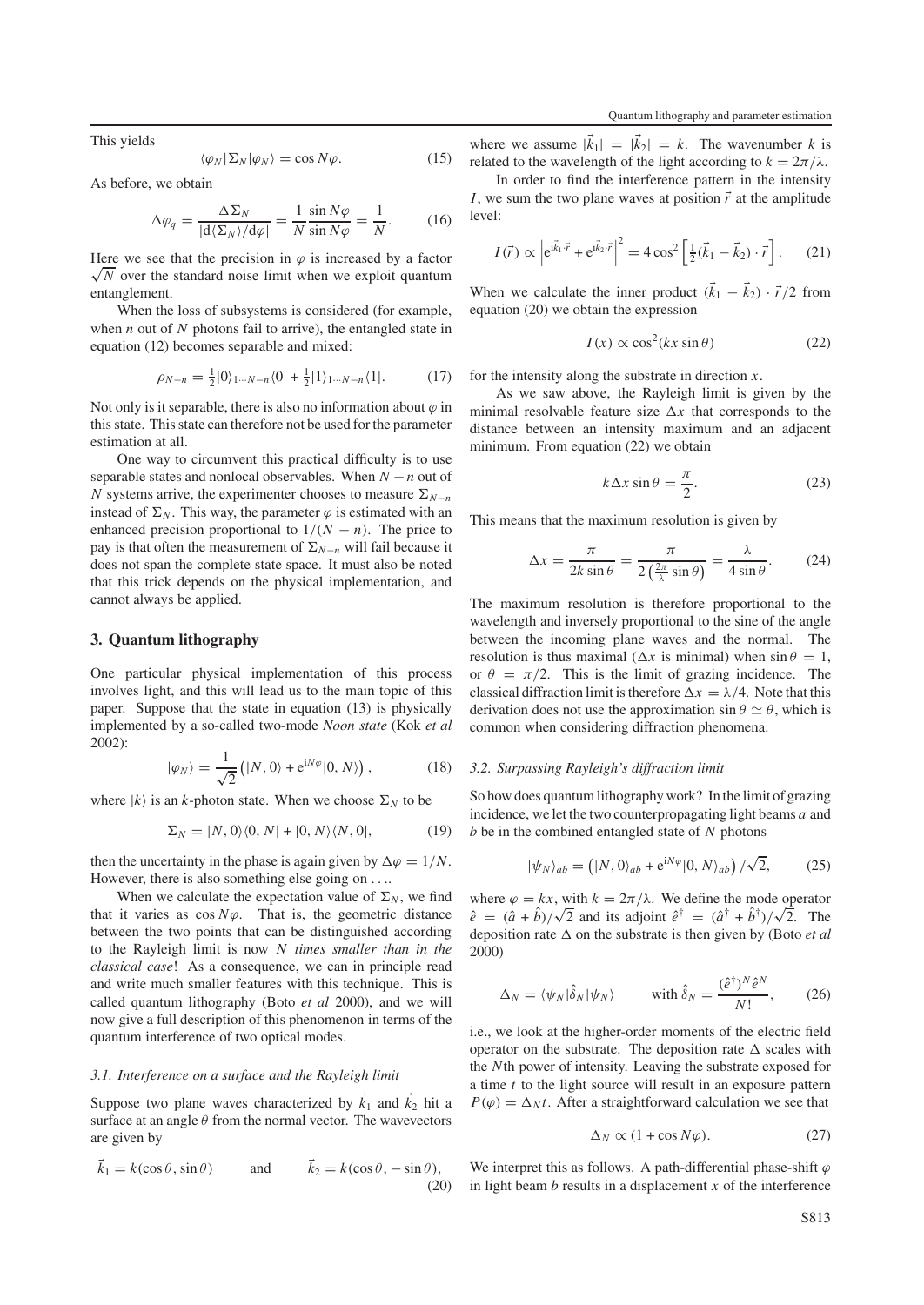This yields

$$\langle\varphi_N|\Sigma_N|\varphi_N\rangle = \cos N\varphi. \tag{15}$$

As before, we obtain

$$\Delta\varphi_q = \frac{\Delta\Sigma_N}{|\mathrm{d}\langle\Sigma_N\rangle/\mathrm{d}\varphi|} = \frac{1}{N}\frac{\sin N\varphi}{\sin N\varphi} = \frac{1}{N}. \tag{16}$$

Here we see that the precision in $\varphi$ is increased by a factor $\sqrt{N}$ over the standard noise limit when we exploit quantum entanglement.

When the loss of subsystems is considered (for example, when $n$ out of $N$ photons fail to arrive), the entangled state in equation (12) becomes separable and mixed:

$$\rho_{N-n} = \tfrac{1}{2}|0\rangle_{1\cdots N-n}\langle 0| + \tfrac{1}{2}|1\rangle_{1\cdots N-n}\langle 1|. \tag{17}$$

Not only is it separable, there is also no information about $\varphi$ in this state. This state can therefore not be used for the parameter estimation at all.

One way to circumvent this practical difficulty is to use separable states and nonlocal observables. When $N-n$ out of $N$ systems arrive, the experimenter chooses to measure $\Sigma_{N-n}$ instead of $\Sigma_N$. This way, the parameter $\varphi$ is estimated with an enhanced precision proportional to $1/(N-n)$. The price to pay is that often the measurement of $\Sigma_{N-n}$ will fail because it does not span the complete state space. It must also be noted that this trick depends on the physical implementation, and cannot always be applied.

## 3. Quantum lithography

One particular physical implementation of this process involves light, and this will lead us to the main topic of this paper. Suppose that the state in equation (13) is physically implemented by a so-called two-mode *Noon state* (Kok *et al* 2002):

$$|\varphi_N\rangle = \frac{1}{\sqrt{2}}\left(|N,0\rangle + \mathrm{e}^{\mathrm{i}N\varphi}|0,N\rangle\right), \tag{18}$$

where $|k\rangle$ is an $k$-photon state. When we choose $\Sigma_N$ to be

$$\Sigma_N = |N,0\rangle\langle 0,N| + |0,N\rangle\langle N,0|, \tag{19}$$

then the uncertainty in the phase is again given by $\Delta\varphi = 1/N$. However, there is also something else going on . . ..

When we calculate the expectation value of $\Sigma_N$, we find that it varies as $\cos N\varphi$. That is, the geometric distance between the two points that can be distinguished according to the Rayleigh limit is now *N times smaller than in the classical case*! As a consequence, we can in principle read and write much smaller features with this technique. This is called quantum lithography (Boto *et al* 2000), and we will now give a full description of this phenomenon in terms of the quantum interference of two optical modes.

### 3.1. Interference on a surface and the Rayleigh limit

Suppose two plane waves characterized by $\vec{k}_1$ and $\vec{k}_2$ hit a surface at an angle $\theta$ from the normal vector. The wavevectors are given by

$$\vec{k}_1 = k(\cos\theta, \sin\theta) \qquad \text{and} \qquad \vec{k}_2 = k(\cos\theta, -\sin\theta), \tag{20}$$

where we assume $|\vec{k}_1| = |\vec{k}_2| = k$. The wavenumber $k$ is related to the wavelength of the light according to $k = 2\pi/\lambda$.

In order to find the interference pattern in the intensity $I$, we sum the two plane waves at position $\vec{r}$ at the amplitude level:

$$I(\vec{r}) \propto \left|\mathrm{e}^{\mathrm{i}\vec{k}_1\cdot\vec{r}} + \mathrm{e}^{\mathrm{i}\vec{k}_2\cdot\vec{r}}\right|^2 = 4\cos^2\left[\tfrac{1}{2}(\vec{k}_1 - \vec{k}_2)\cdot\vec{r}\right]. \tag{21}$$

When we calculate the inner product $(\vec{k}_1 - \vec{k}_2)\cdot\vec{r}/2$ from equation (20) we obtain the expression

$$I(x) \propto \cos^2(kx\sin\theta) \tag{22}$$

for the intensity along the substrate in direction $x$.

As we saw above, the Rayleigh limit is given by the minimal resolvable feature size $\Delta x$ that corresponds to the distance between an intensity maximum and an adjacent minimum. From equation (22) we obtain

$$k\Delta x\sin\theta = \frac{\pi}{2}. \tag{23}$$

This means that the maximum resolution is given by

$$\Delta x = \frac{\pi}{2k\sin\theta} = \frac{\pi}{2\left(\frac{2\pi}{\lambda}\sin\theta\right)} = \frac{\lambda}{4\sin\theta}. \tag{24}$$

The maximum resolution is therefore proportional to the wavelength and inversely proportional to the sine of the angle between the incoming plane waves and the normal. The resolution is thus maximal ($\Delta x$ is minimal) when $\sin\theta = 1$, or $\theta = \pi/2$. This is the limit of grazing incidence. The classical diffraction limit is therefore $\Delta x = \lambda/4$. Note that this derivation does not use the approximation $\sin\theta \simeq \theta$, which is common when considering diffraction phenomena.

### 3.2. Surpassing Rayleigh's diffraction limit

So how does quantum lithography work? In the limit of grazing incidence, we let the two counterpropagating light beams $a$ and $b$ be in the combined entangled state of $N$ photons

$$|\psi_N\rangle_{ab} = \left(|N,0\rangle_{ab} + \mathrm{e}^{\mathrm{i}N\varphi}|0,N\rangle_{ab}\right)/\sqrt{2}, \tag{25}$$

where $\varphi = kx$, with $k = 2\pi/\lambda$. We define the mode operator $\hat{e} = (\hat{a} + \hat{b})/\sqrt{2}$ and its adjoint $\hat{e}^\dagger = (\hat{a}^\dagger + \hat{b}^\dagger)/\sqrt{2}$. The deposition rate $\Delta$ on the substrate is then given by (Boto *et al* 2000)

$$\Delta_N = \langle\psi_N|\hat{\delta}_N|\psi_N\rangle \qquad \text{with } \hat{\delta}_N = \frac{(\hat{e}^\dagger)^N\hat{e}^N}{N!}, \tag{26}$$

i.e., we look at the higher-order moments of the electric field operator on the substrate. The deposition rate $\Delta$ scales with the $N$th power of intensity. Leaving the substrate exposed for a time $t$ to the light source will result in an exposure pattern $P(\varphi) = \Delta_N t$. After a straightforward calculation we see that

$$\Delta_N \propto (1 + \cos N\varphi). \tag{27}$$

We interpret this as follows. A path-differential phase-shift $\varphi$ in light beam $b$ results in a displacement $x$ of the interference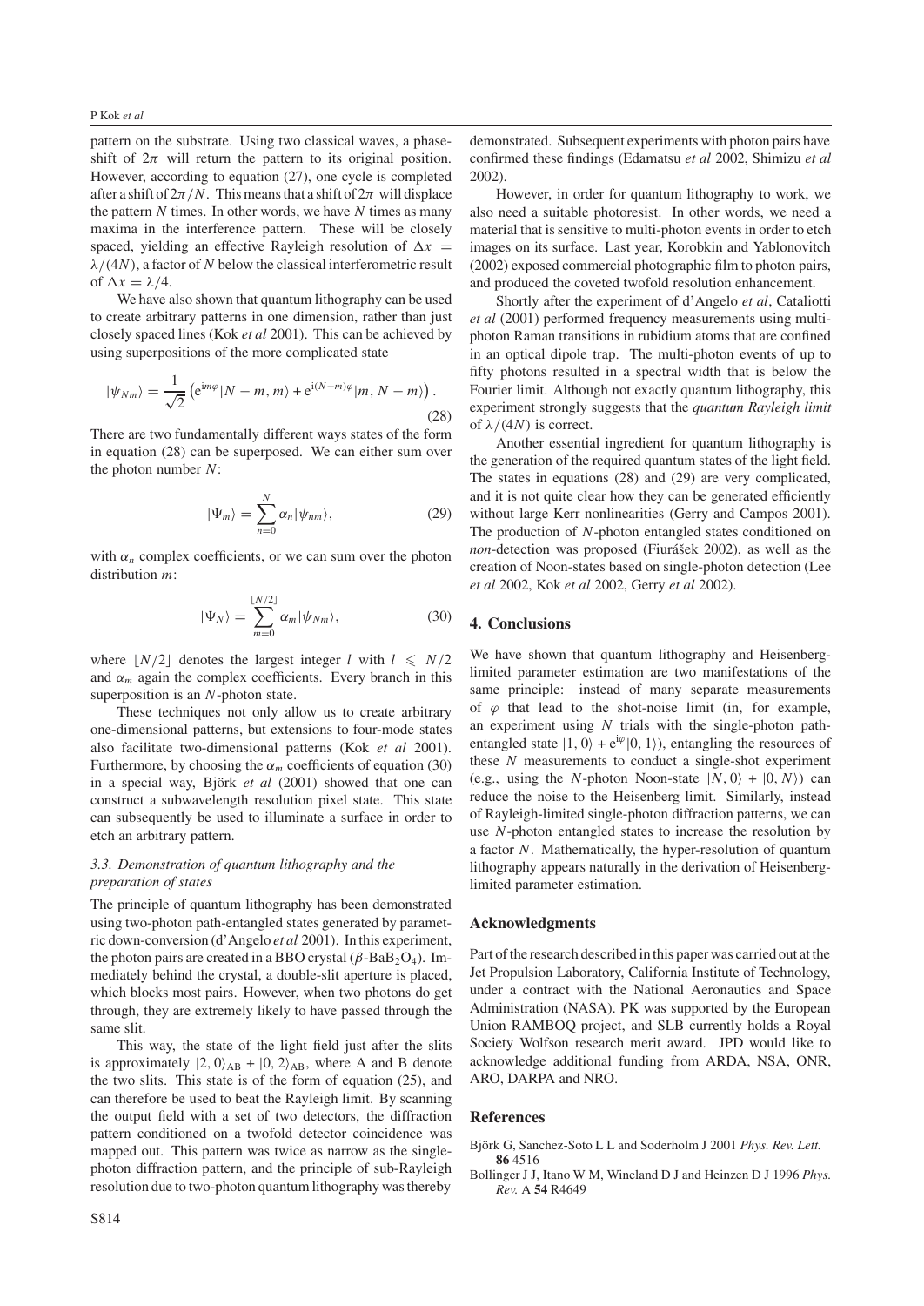pattern on the substrate. Using two classical waves, a phase-shift of $2\pi$ will return the pattern to its original position. However, according to equation (27), one cycle is completed after a shift of $2\pi/N$. This means that a shift of $2\pi$ will displace the pattern $N$ times. In other words, we have $N$ times as many maxima in the interference pattern. These will be closely spaced, yielding an effective Rayleigh resolution of $\Delta x = \lambda/(4N)$, a factor of $N$ below the classical interferometric result of $\Delta x = \lambda/4$.

We have also shown that quantum lithography can be used to create arbitrary patterns in one dimension, rather than just closely spaced lines (Kok *et al* 2001). This can be achieved by using superpositions of the more complicated state

$$|\psi_{Nm}\rangle = \frac{1}{\sqrt{2}}\left(e^{im\varphi}|N-m,m\rangle + e^{i(N-m)\varphi}|m,N-m\rangle\right). \tag{28}$$

There are two fundamentally different ways states of the form in equation (28) can be superposed. We can either sum over the photon number $N$:

$$|\Psi_m\rangle = \sum_{n=0}^{N} \alpha_n |\psi_{nm}\rangle, \tag{29}$$

with $\alpha_n$ complex coefficients, or we can sum over the photon distribution $m$:

$$|\Psi_N\rangle = \sum_{m=0}^{\lfloor N/2 \rfloor} \alpha_m |\psi_{Nm}\rangle, \tag{30}$$

where $\lfloor N/2 \rfloor$ denotes the largest integer $l$ with $l \leqslant N/2$ and $\alpha_m$ again the complex coefficients. Every branch in this superposition is an $N$-photon state.

These techniques not only allow us to create arbitrary one-dimensional patterns, but extensions to four-mode states also facilitate two-dimensional patterns (Kok *et al* 2001). Furthermore, by choosing the $\alpha_m$ coefficients of equation (30) in a special way, Björk *et al* (2001) showed that one can construct a subwavelength resolution pixel state. This state can subsequently be used to illuminate a surface in order to etch an arbitrary pattern.

### *3.3. Demonstration of quantum lithography and the preparation of states*

The principle of quantum lithography has been demonstrated using two-photon path-entangled states generated by parametric down-conversion (d'Angelo *et al* 2001). In this experiment, the photon pairs are created in a BBO crystal ($\beta$-$BaB_2O_4$). Immediately behind the crystal, a double-slit aperture is placed, which blocks most pairs. However, when two photons do get through, they are extremely likely to have passed through the same slit.

This way, the state of the light field just after the slits is approximately $|2,0\rangle_{AB} + |0,2\rangle_{AB}$, where A and B denote the two slits. This state is of the form of equation (25), and can therefore be used to beat the Rayleigh limit. By scanning the output field with a set of two detectors, the diffraction pattern conditioned on a twofold detector coincidence was mapped out. This pattern was twice as narrow as the single-photon diffraction pattern, and the principle of sub-Rayleigh resolution due to two-photon quantum lithography was thereby demonstrated. Subsequent experiments with photon pairs have confirmed these findings (Edamatsu *et al* 2002, Shimizu *et al* 2002).

However, in order for quantum lithography to work, we also need a suitable photoresist. In other words, we need a material that is sensitive to multi-photon events in order to etch images on its surface. Last year, Korobkin and Yablonovitch (2002) exposed commercial photographic film to photon pairs, and produced the coveted twofold resolution enhancement.

Shortly after the experiment of d'Angelo *et al*, Cataliotti *et al* (2001) performed frequency measurements using multi-photon Raman transitions in rubidium atoms that are confined in an optical dipole trap. The multi-photon events of up to fifty photons resulted in a spectral width that is below the Fourier limit. Although not exactly quantum lithography, this experiment strongly suggests that the *quantum Rayleigh limit* of $\lambda/(4N)$ is correct.

Another essential ingredient for quantum lithography is the generation of the required quantum states of the light field. The states in equations (28) and (29) are very complicated, and it is not quite clear how they can be generated efficiently without large Kerr nonlinearities (Gerry and Campos 2001). The production of $N$-photon entangled states conditioned on *non*-detection was proposed (Fiurášek 2002), as well as the creation of Noon-states based on single-photon detection (Lee *et al* 2002, Kok *et al* 2002, Gerry *et al* 2002).

## 4. Conclusions

We have shown that quantum lithography and Heisenberg-limited parameter estimation are two manifestations of the same principle: instead of many separate measurements of $\varphi$ that lead to the shot-noise limit (in, for example, an experiment using $N$ trials with the single-photon path-entangled state $|1,0\rangle + e^{i\varphi}|0,1\rangle$), entangling the resources of these $N$ measurements to conduct a single-shot experiment (e.g., using the $N$-photon Noon-state $|N,0\rangle + |0,N\rangle$) can reduce the noise to the Heisenberg limit. Similarly, instead of Rayleigh-limited single-photon diffraction patterns, we can use $N$-photon entangled states to increase the resolution by a factor $N$. Mathematically, the hyper-resolution of quantum lithography appears naturally in the derivation of Heisenberg-limited parameter estimation.

## Acknowledgments

Part of the research described in this paper was carried out at the Jet Propulsion Laboratory, California Institute of Technology, under a contract with the National Aeronautics and Space Administration (NASA). PK was supported by the European Union RAMBOQ project, and SLB currently holds a Royal Society Wolfson research merit award. JPD would like to acknowledge additional funding from ARDA, NSA, ONR, ARO, DARPA and NRO.

## References

Björk G, Sanchez-Soto L L and Soderholm J 2001 *Phys. Rev. Lett.* **86** 4516

Bollinger J J, Itano W M, Wineland D J and Heinzen D J 1996 *Phys. Rev.* A **54** R4649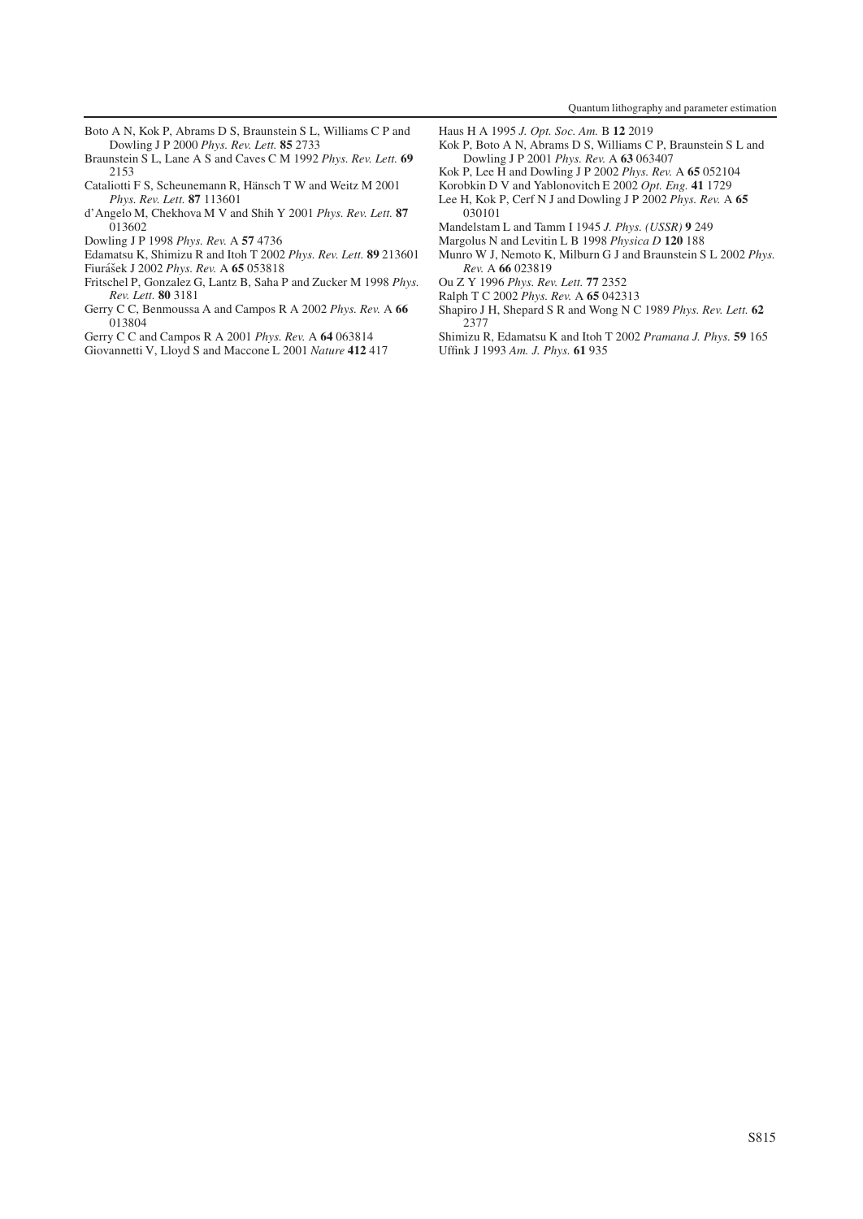Boto A N, Kok P, Abrams D S, Braunstein S L, Williams C P and Dowling J P 2000 *Phys. Rev. Lett.* **85** 2733

Braunstein S L, Lane A S and Caves C M 1992 *Phys. Rev. Lett.* **69** 2153

Cataliotti F S, Scheunemann R, Hänsch T W and Weitz M 2001 *Phys. Rev. Lett.* **87** 113601

d'Angelo M, Chekhova M V and Shih Y 2001 *Phys. Rev. Lett.* **87** 013602

Dowling J P 1998 *Phys. Rev.* A **57** 4736

Edamatsu K, Shimizu R and Itoh T 2002 *Phys. Rev. Lett.* **89** 213601

Fiurášek J 2002 *Phys. Rev.* A **65** 053818

Fritschel P, Gonzalez G, Lantz B, Saha P and Zucker M 1998 *Phys. Rev. Lett.* **80** 3181

Gerry C C, Benmoussa A and Campos R A 2002 *Phys. Rev.* A **66** 013804

Gerry C C and Campos R A 2001 *Phys. Rev.* A **64** 063814

Giovannetti V, Lloyd S and Maccone L 2001 *Nature* **412** 417

Haus H A 1995 *J. Opt. Soc. Am.* B **12** 2019

Kok P, Boto A N, Abrams D S, Williams C P, Braunstein S L and Dowling J P 2001 *Phys. Rev.* A **63** 063407

Kok P, Lee H and Dowling J P 2002 *Phys. Rev.* A **65** 052104

Korobkin D V and Yablonovitch E 2002 *Opt. Eng.* **41** 1729

Lee H, Kok P, Cerf N J and Dowling J P 2002 *Phys. Rev.* A **65** 030101

Mandelstam L and Tamm I 1945 *J. Phys. (USSR)* **9** 249

Margolus N and Levitin L B 1998 *Physica D* **120** 188

Munro W J, Nemoto K, Milburn G J and Braunstein S L 2002 *Phys. Rev.* A **66** 023819

Ou Z Y 1996 *Phys. Rev. Lett.* **77** 2352

Ralph T C 2002 *Phys. Rev.* A **65** 042313

Shapiro J H, Shepard S R and Wong N C 1989 *Phys. Rev. Lett.* **62** 2377

Shimizu R, Edamatsu K and Itoh T 2002 *Pramana J. Phys.* **59** 165

Uffink J 1993 *Am. J. Phys.* **61** 935